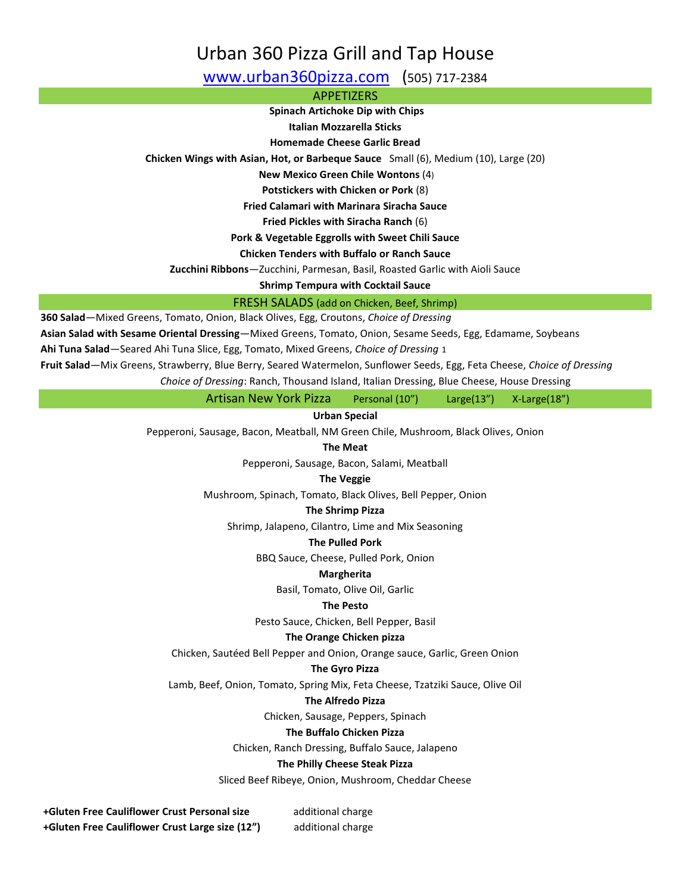# Urban 360 Pizza Grill and Tap House

www.urban360pizza.com (505) 717-2384

## APPETIZERS

**Spinach Artichoke Dip with Chips**

**Italian Mozzarella Sticks**

**Homemade Cheese Garlic Bread**

**Chicken Wings with Asian, Hot, or Barbeque Sauce** Small (6), Medium (10), Large (20)

**New Mexico Green Chile Wontons** (4)

**Potstickers with Chicken or Pork** (8)

**Fried Calamari with Marinara Siracha Sauce**

**Fried Pickles with Siracha Ranch** (6)

**Pork & Vegetable Eggrolls with Sweet Chili Sauce**

**Chicken Tenders with Buffalo or Ranch Sauce**

**Zucchini Ribbons**—Zucchini, Parmesan, Basil, Roasted Garlic with Aioli Sauce

**Shrimp Tempura with Cocktail Sauce**

## FRESH SALADS (add on Chicken, Beef, Shrimp)

**360 Salad**—Mixed Greens, Tomato, Onion, Black Olives, Egg, Croutons, *Choice of Dressing*

**Asian Salad with Sesame Oriental Dressing**—Mixed Greens, Tomato, Onion, Sesame Seeds, Egg, Edamame, Soybeans

**Ahi Tuna Salad**—Seared Ahi Tuna Slice, Egg, Tomato, Mixed Greens, *Choice of Dressing* 1

**Fruit Salad**—Mix Greens, Strawberry, Blue Berry, Seared Watermelon, Sunflower Seeds, Egg, Feta Cheese, *Choice of Dressing*

*Choice of Dressing*: Ranch, Thousand Island, Italian Dressing, Blue Cheese, House Dressing

## Artisan New York Pizza Personal (10") Large(13") X-Large(18")

**Urban Special**

Pepperoni, Sausage, Bacon, Meatball, NM Green Chile, Mushroom, Black Olives, Onion

**The Meat**

Pepperoni, Sausage, Bacon, Salami, Meatball

**The Veggie**

Mushroom, Spinach, Tomato, Black Olives, Bell Pepper, Onion

**The Shrimp Pizza**

Shrimp, Jalapeno, Cilantro, Lime and Mix Seasoning

**The Pulled Pork**

BBQ Sauce, Cheese, Pulled Pork, Onion

**Margherita**

Basil, Tomato, Olive Oil, Garlic

**The Pesto**

Pesto Sauce, Chicken, Bell Pepper, Basil

**The Orange Chicken pizza**

Chicken, Sautéed Bell Pepper and Onion, Orange sauce, Garlic, Green Onion

**The Gyro Pizza**

Lamb, Beef, Onion, Tomato, Spring Mix, Feta Cheese, Tzatziki Sauce, Olive Oil

**The Alfredo Pizza**

Chicken, Sausage, Peppers, Spinach

**The Buffalo Chicken Pizza**

Chicken, Ranch Dressing, Buffalo Sauce, Jalapeno

**The Philly Cheese Steak Pizza**

Sliced Beef Ribeye, Onion, Mushroom, Cheddar Cheese

**+Gluten Free Cauliflower Crust Personal size** additional charge

**+Gluten Free Cauliflower Crust Large size (12")** additional charge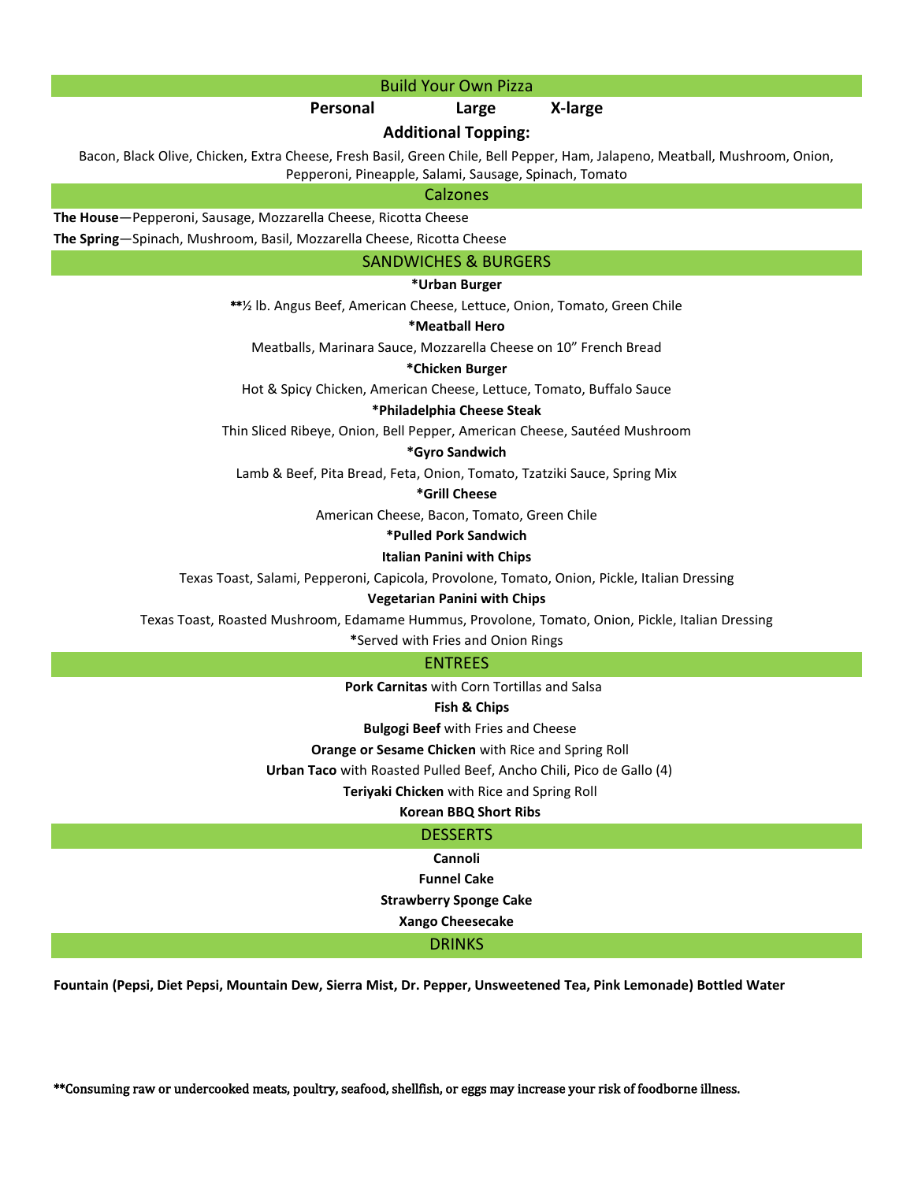## Build Your Own Pizza

**Personal** **Large** **X-large**

**Additional Topping:**

Bacon, Black Olive, Chicken, Extra Cheese, Fresh Basil, Green Chile, Bell Pepper, Ham, Jalapeno, Meatball, Mushroom, Onion, Pepperoni, Pineapple, Salami, Sausage, Spinach, Tomato

## Calzones

**The House**—Pepperoni, Sausage, Mozzarella Cheese, Ricotta Cheese

**The Spring**—Spinach, Mushroom, Basil, Mozzarella Cheese, Ricotta Cheese

## SANDWICHES & BURGERS

**\*Urban Burger**

**\*\***½ lb. Angus Beef, American Cheese, Lettuce, Onion, Tomato, Green Chile

**\*Meatball Hero**

Meatballs, Marinara Sauce, Mozzarella Cheese on 10" French Bread

**\*Chicken Burger**

Hot & Spicy Chicken, American Cheese, Lettuce, Tomato, Buffalo Sauce

**\*Philadelphia Cheese Steak**

Thin Sliced Ribeye, Onion, Bell Pepper, American Cheese, Sautéed Mushroom

**\*Gyro Sandwich**

Lamb & Beef, Pita Bread, Feta, Onion, Tomato, Tzatziki Sauce, Spring Mix

**\*Grill Cheese**

American Cheese, Bacon, Tomato, Green Chile

**\*Pulled Pork Sandwich**

**Italian Panini with Chips**

Texas Toast, Salami, Pepperoni, Capicola, Provolone, Tomato, Onion, Pickle, Italian Dressing

**Vegetarian Panini with Chips**

Texas Toast, Roasted Mushroom, Edamame Hummus, Provolone, Tomato, Onion, Pickle, Italian Dressing

\*Served with Fries and Onion Rings

## ENTREES

**Pork Carnitas** with Corn Tortillas and Salsa

**Fish & Chips**

**Bulgogi Beef** with Fries and Cheese

**Orange or Sesame Chicken** with Rice and Spring Roll

**Urban Taco** with Roasted Pulled Beef, Ancho Chili, Pico de Gallo (4)

**Teriyaki Chicken** with Rice and Spring Roll

**Korean BBQ Short Ribs**

## DESSERTS

**Cannoli**

**Funnel Cake**

**Strawberry Sponge Cake**

**Xango Cheesecake**

## DRINKS

**Fountain (Pepsi, Diet Pepsi, Mountain Dew, Sierra Mist, Dr. Pepper, Unsweetened Tea, Pink Lemonade) Bottled Water**

**\*\*Consuming raw or undercooked meats, poultry, seafood, shellfish, or eggs may increase your risk of foodborne illness.**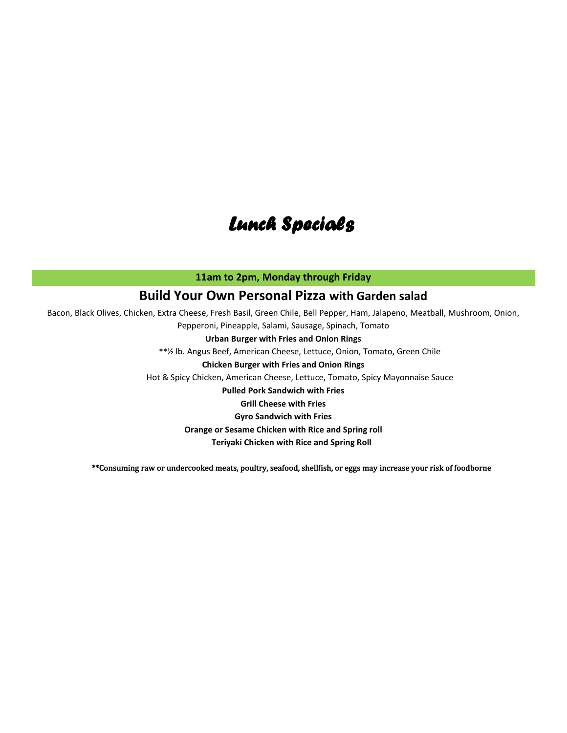# *Lunch Specials*

**11am to 2pm, Monday through Friday**

## Build Your Own Personal Pizza with Garden salad

Bacon, Black Olives, Chicken, Extra Cheese, Fresh Basil, Green Chile, Bell Pepper, Ham, Jalapeno, Meatball, Mushroom, Onion, Pepperoni, Pineapple, Salami, Sausage, Spinach, Tomato

**Urban Burger with Fries and Onion Rings**

**½ lb. Angus Beef, American Cheese, Lettuce, Onion, Tomato, Green Chile

**Chicken Burger with Fries and Onion Rings**

Hot & Spicy Chicken, American Cheese, Lettuce, Tomato, Spicy Mayonnaise Sauce

**Pulled Pork Sandwich with Fries**

**Grill Cheese with Fries**

**Gyro Sandwich with Fries**

**Orange or Sesame Chicken with Rice and Spring roll**

**Teriyaki Chicken with Rice and Spring Roll**

**Consuming raw or undercooked meats, poultry, seafood, shellfish, or eggs may increase your risk of foodborne